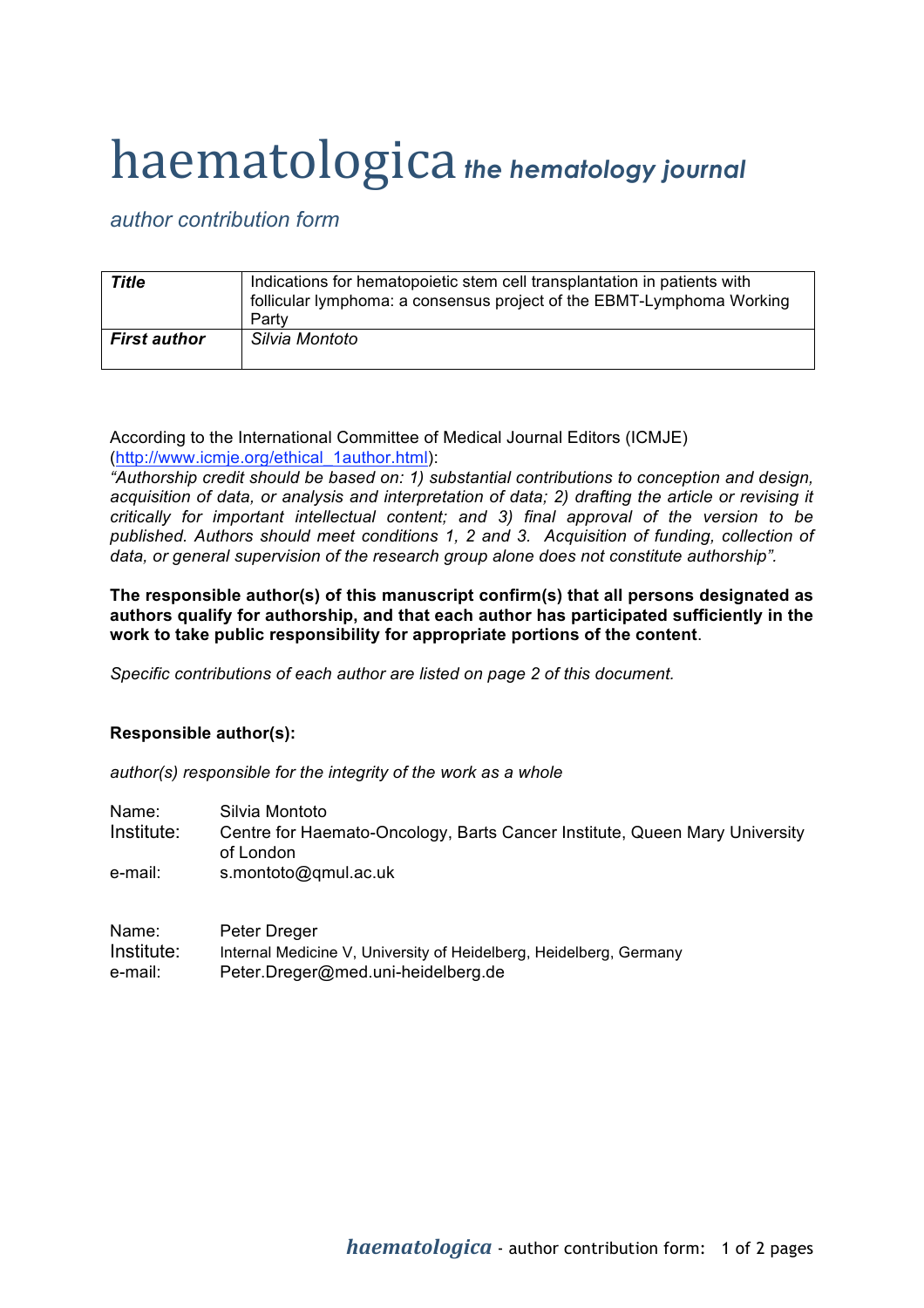# haematologica *the hematology journal*

*author contribution form*

| *Title* | Indications for hematopoietic stem cell transplantation in patients with follicular lymphoma: a consensus project of the EBMT-Lymphoma Working Party |
|---|---|
| ***First author*** | *Silvia Montoto* |

According to the International Committee of Medical Journal Editors (ICMJE) (http://www.icmje.org/ethical_1author.html):
*"Authorship credit should be based on: 1) substantial contributions to conception and design, acquisition of data, or analysis and interpretation of data; 2) drafting the article or revising it critically for important intellectual content; and 3) final approval of the version to be published. Authors should meet conditions 1, 2 and 3. Acquisition of funding, collection of data, or general supervision of the research group alone does not constitute authorship".*

**The responsible author(s) of this manuscript confirm(s) that all persons designated as authors qualify for authorship, and that each author has participated sufficiently in the work to take public responsibility for appropriate portions of the content**.

*Specific contributions of each author are listed on page 2 of this document.*

**Responsible author(s):**

*author(s) responsible for the integrity of the work as a whole*

Name: Silvia Montoto
Institute: Centre for Haemato-Oncology, Barts Cancer Institute, Queen Mary University of London
e-mail: s.montoto@qmul.ac.uk

Name: Peter Dreger
Institute: Internal Medicine V, University of Heidelberg, Heidelberg, Germany
e-mail: Peter.Dreger@med.uni-heidelberg.de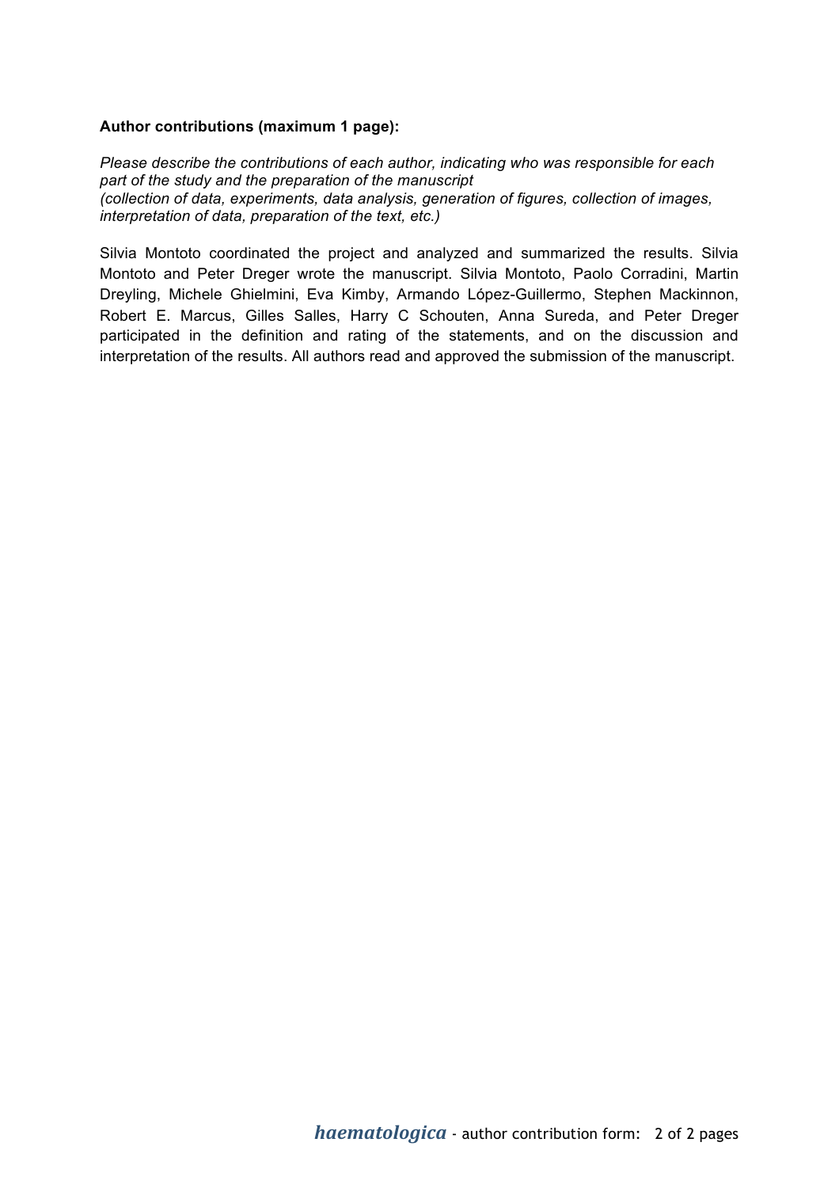**Author contributions (maximum 1 page):**

*Please describe the contributions of each author, indicating who was responsible for each part of the study and the preparation of the manuscript (collection of data, experiments, data analysis, generation of figures, collection of images, interpretation of data, preparation of the text, etc.)*

Silvia Montoto coordinated the project and analyzed and summarized the results. Silvia Montoto and Peter Dreger wrote the manuscript. Silvia Montoto, Paolo Corradini, Martin Dreyling, Michele Ghielmini, Eva Kimby, Armando López-Guillermo, Stephen Mackinnon, Robert E. Marcus, Gilles Salles, Harry C Schouten, Anna Sureda, and Peter Dreger participated in the definition and rating of the statements, and on the discussion and interpretation of the results. All authors read and approved the submission of the manuscript.